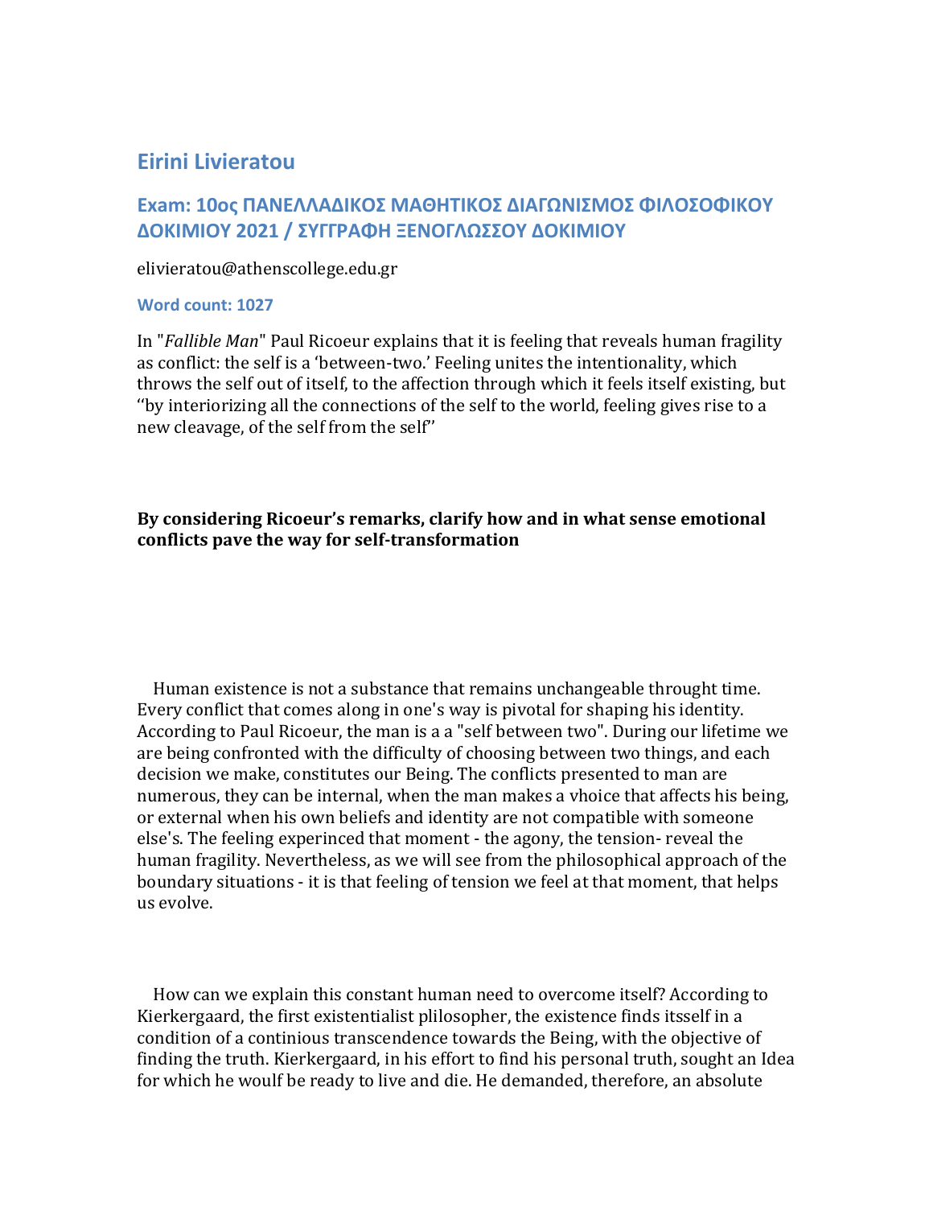## Eirini Livieratou

## Exam: 10ος ΠΑΝΕΛΛΑΔΙΚΟΣ ΜΑΘΗΤΙΚΟΣ ΔΙΑΓΩΝΙΣΜΟΣ ΦΙΛΟΣΟΦΙΚΟΥ ΔΟΚΙΜΙΟΥ 2021 / ΣΥΓΓΡΑΦΗ ΞΕΝΟΓΛΩΣΣΟΥ ΔΟΚΙΜΙΟΥ

elivieratou@athenscollege.edu.gr

**Word count: 1027**

In "*Fallible Man*" Paul Ricoeur explains that it is feeling that reveals human fragility as conflict: the self is a 'between-two.' Feeling unites the intentionality, which throws the self out of itself, to the affection through which it feels itself existing, but ''by interiorizing all the connections of the self to the world, feeling gives rise to a new cleavage, of the self from the self''

**By considering Ricoeur's remarks, clarify how and in what sense emotional conflicts pave the way for self-transformation**

Human existence is not a substance that remains unchangeable throught time. Every conflict that comes along in one's way is pivotal for shaping his identity. According to Paul Ricoeur, the man is a a "self between two". During our lifetime we are being confronted with the difficulty of choosing between two things, and each decision we make, constitutes our Being. The conflicts presented to man are numerous, they can be internal, when the man makes a vhoice that affects his being, or external when his own beliefs and identity are not compatible with someone else's. The feeling experinced that moment - the agony, the tension- reveal the human fragility. Nevertheless, as we will see from the philosophical approach of the boundary situations - it is that feeling of tension we feel at that moment, that helps us evolve.

How can we explain this constant human need to overcome itself? According to Kierkergaard, the first existentialist plilosopher, the existence finds itsself in a condition of a continious transcendence towards the Being, with the objective of finding the truth. Kierkergaard, in his effort to find his personal truth, sought an Idea for which he woulf be ready to live and die. He demanded, therefore, an absolute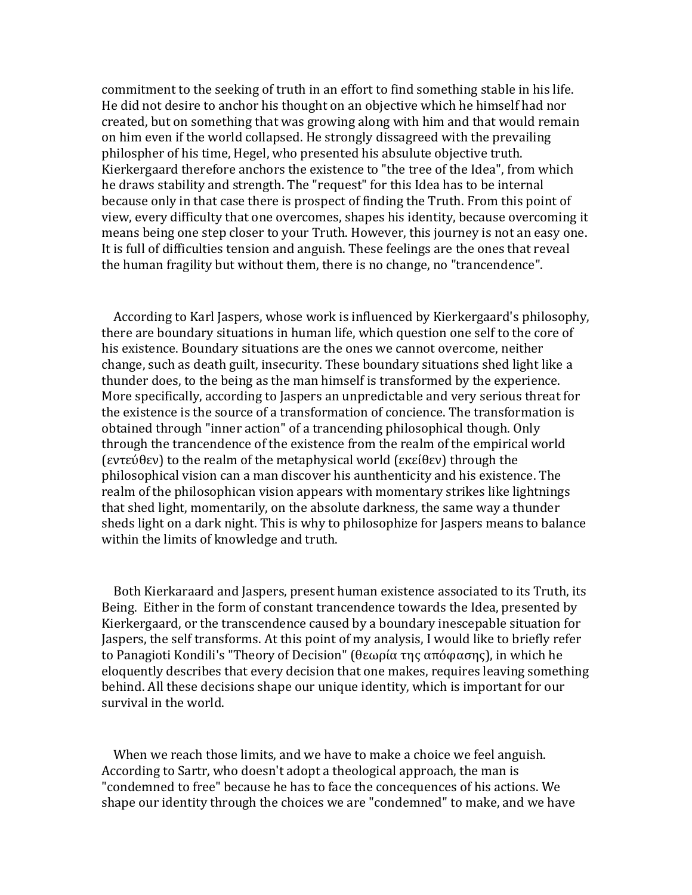commitment to the seeking of truth in an effort to find something stable in his life. He did not desire to anchor his thought on an objective which he himself had nor created, but on something that was growing along with him and that would remain on him even if the world collapsed. He strongly dissagreed with the prevailing philospher of his time, Hegel, who presented his absulute objective truth. Kierkergaard therefore anchors the existence to "the tree of the Idea", from which he draws stability and strength. The "request" for this Idea has to be internal because only in that case there is prospect of finding the Truth. From this point of view, every difficulty that one overcomes, shapes his identity, because overcoming it means being one step closer to your Truth. However, this journey is not an easy one. It is full of difficulties tension and anguish. These feelings are the ones that reveal the human fragility but without them, there is no change, no "trancendence".

According to Karl Jaspers, whose work is influenced by Kierkergaard's philosophy, there are boundary situations in human life, which question one self to the core of his existence. Boundary situations are the ones we cannot overcome, neither change, such as death guilt, insecurity. These boundary situations shed light like a thunder does, to the being as the man himself is transformed by the experience. More specifically, according to Jaspers an unpredictable and very serious threat for the existence is the source of a transformation of concience. The transformation is obtained through "inner action" of a trancending philosophical though. Only through the trancendence of the existence from the realm of the empirical world (εντεύθεν) to the realm of the metaphysical world (εκείθεν) through the philosophical vision can a man discover his aunthenticity and his existence. The realm of the philosophican vision appears with momentary strikes like lightnings that shed light, momentarily, on the absolute darkness, the same way a thunder sheds light on a dark night. This is why to philosophize for Jaspers means to balance within the limits of knowledge and truth.

Both Kierkaraard and Jaspers, present human existence associated to its Truth, its Being. Either in the form of constant trancendence towards the Idea, presented by Kierkergaard, or the transcendence caused by a boundary inescepable situation for Jaspers, the self transforms. At this point of my analysis, I would like to briefly refer to Panagioti Kondili's "Theory of Decision" (θεωρία της απόφασης), in which he eloquently describes that every decision that one makes, requires leaving something behind. All these decisions shape our unique identity, which is important for our survival in the world.

When we reach those limits, and we have to make a choice we feel anguish. According to Sartr, who doesn't adopt a theological approach, the man is "condemned to free" because he has to face the concequences of his actions. We shape our identity through the choices we are "condemned" to make, and we have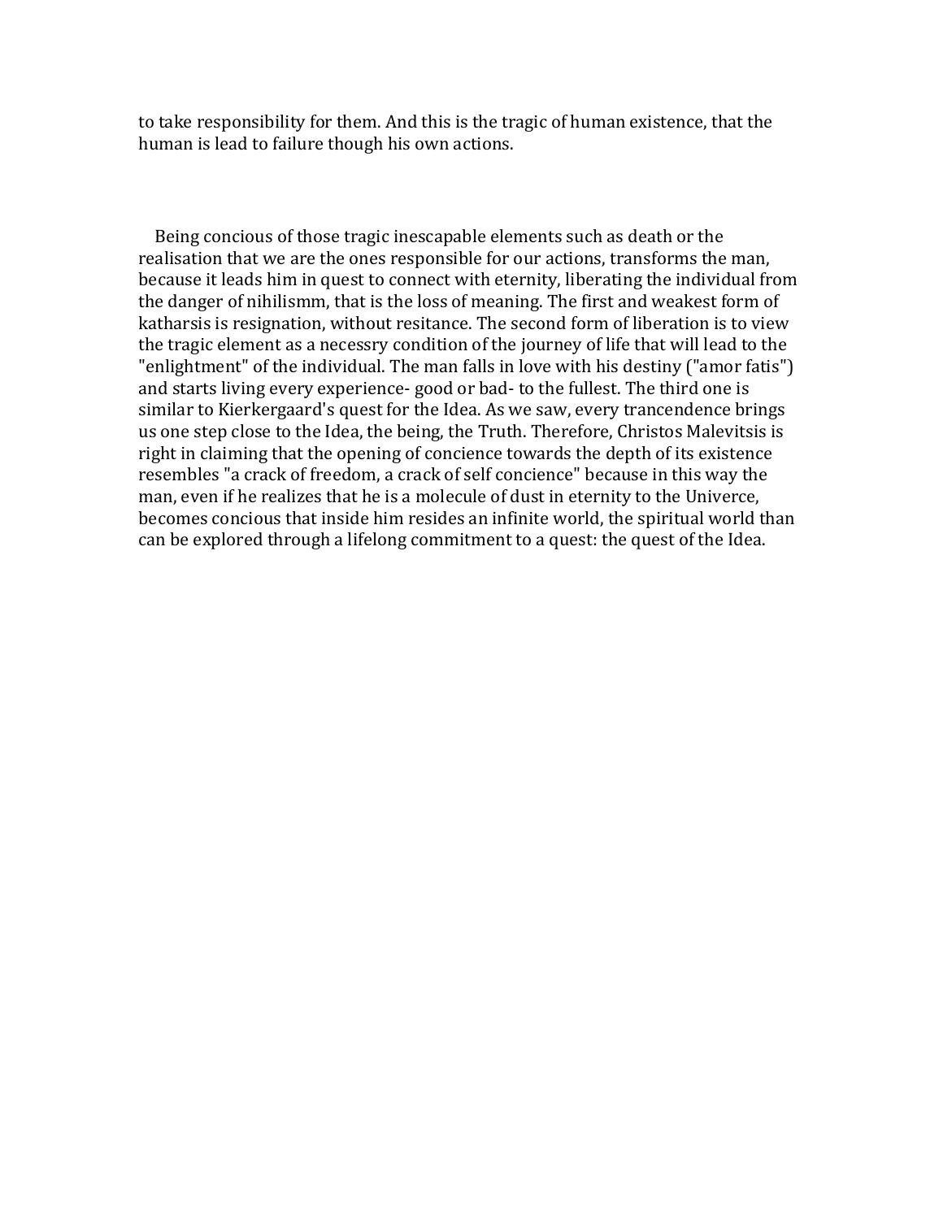to take responsibility for them. And this is the tragic of human existence, that the human is lead to failure though his own actions.

Being concious of those tragic inescapable elements such as death or the realisation that we are the ones responsible for our actions, transforms the man, because it leads him in quest to connect with eternity, liberating the individual from the danger of nihilismm, that is the loss of meaning. The first and weakest form of katharsis is resignation, without resitance. The second form of liberation is to view the tragic element as a necessry condition of the journey of life that will lead to the "enlightment" of the individual. The man falls in love with his destiny ("amor fatis") and starts living every experience- good or bad- to the fullest. The third one is similar to Kierkergaard's quest for the Idea. As we saw, every trancendence brings us one step close to the Idea, the being, the Truth. Therefore, Christos Malevitsis is right in claiming that the opening of concience towards the depth of its existence resembles "a crack of freedom, a crack of self concience" because in this way the man, even if he realizes that he is a molecule of dust in eternity to the Univerce, becomes concious that inside him resides an infinite world, the spiritual world than can be explored through a lifelong commitment to a quest: the quest of the Idea.